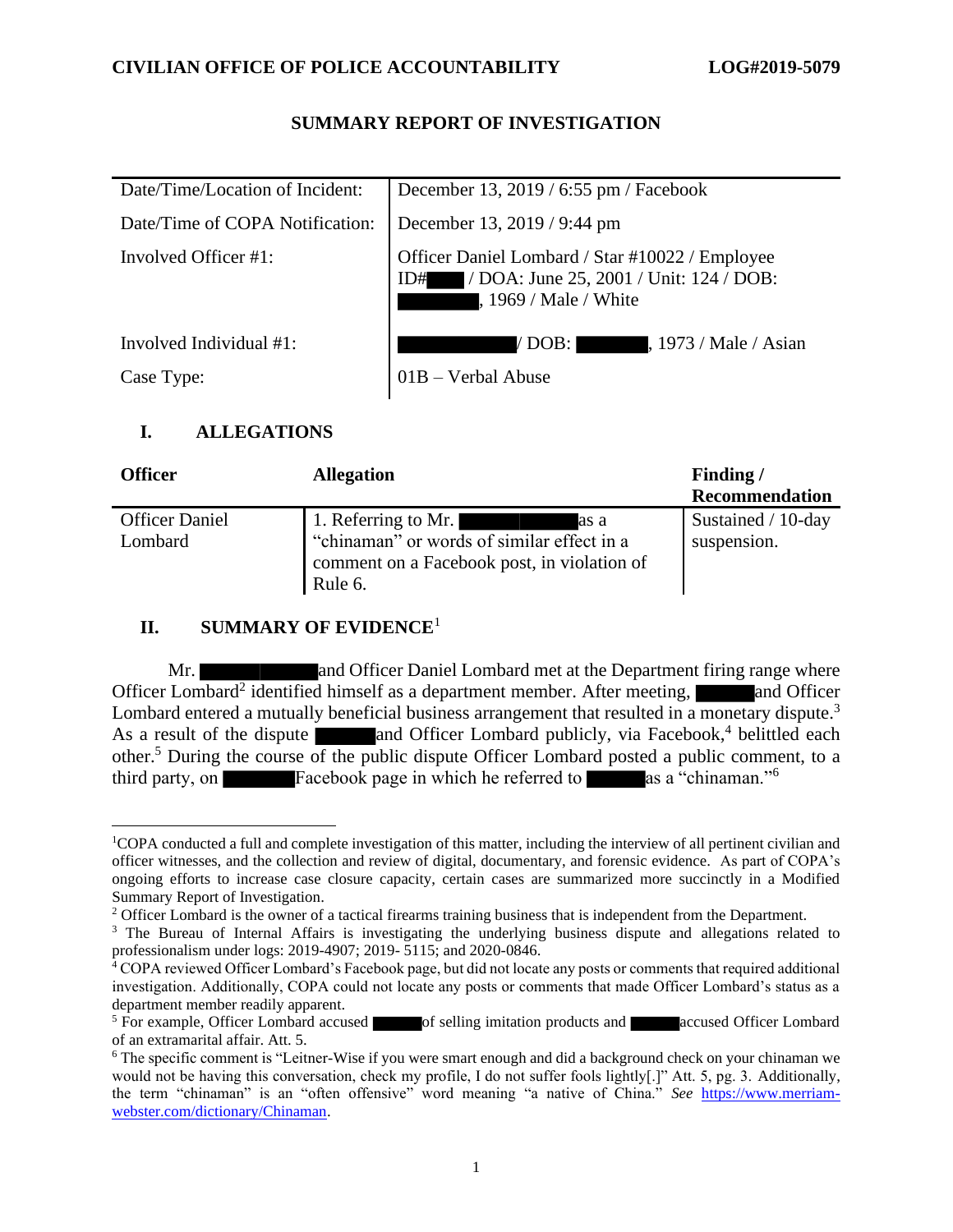**CIVILIAN OFFICE OF POLICE ACCOUNTABILITY** **LOG#2019-5079**

# SUMMARY REPORT OF INVESTIGATION

| | |
|---|---|
| Date/Time/Location of Incident: | December 13, 2019 / 6:55 pm / Facebook |
| Date/Time of COPA Notification: | December 13, 2019 / 9:44 pm |
| Involved Officer #1: | Officer Daniel Lombard / Star #10022 / Employee ID# ████ / DOA: June 25, 2001 / Unit: 124 / DOB: ████████, 1969 / Male / White |
| Involved Individual #1: | ██████████ / DOB: ██████, 1973 / Male / Asian |
| Case Type: | 01B – Verbal Abuse |

## I. ALLEGATIONS

| Officer | Allegation | Finding / Recommendation |
|---|---|---|
| Officer Daniel Lombard | 1. Referring to Mr. ██████████ as a "chinaman" or words of similar effect in a comment on a Facebook post, in violation of Rule 6. | Sustained / 10-day suspension. |

## II. SUMMARY OF EVIDENCE[1]

Mr. ██████████ and Officer Daniel Lombard met at the Department firing range where Officer Lombard[2] identified himself as a department member. After meeting, █████ and Officer Lombard entered a mutually beneficial business arrangement that resulted in a monetary dispute.[3] As a result of the dispute █████ and Officer Lombard publicly, via Facebook,[4] belittled each other.[5] During the course of the public dispute Officer Lombard posted a public comment, to a third party, on ██████ Facebook page in which he referred to █████ as a "chinaman."[6]

---

[1] COPA conducted a full and complete investigation of this matter, including the interview of all pertinent civilian and officer witnesses, and the collection and review of digital, documentary, and forensic evidence. As part of COPA's ongoing efforts to increase case closure capacity, certain cases are summarized more succinctly in a Modified Summary Report of Investigation.

[2] Officer Lombard is the owner of a tactical firearms training business that is independent from the Department.

[3] The Bureau of Internal Affairs is investigating the underlying business dispute and allegations related to professionalism under logs: 2019-4907; 2019- 5115; and 2020-0846.

[4] COPA reviewed Officer Lombard's Facebook page, but did not locate any posts or comments that required additional investigation. Additionally, COPA could not locate any posts or comments that made Officer Lombard's status as a department member readily apparent.

[5] For example, Officer Lombard accused █████ of selling imitation products and █████ accused Officer Lombard of an extramarital affair. Att. 5.

[6] The specific comment is "Leitner-Wise if you were smart enough and did a background check on your chinaman we would not be having this conversation, check my profile, I do not suffer fools lightly[.]" Att. 5, pg. 3. Additionally, the term "chinaman" is an "often offensive" word meaning "a native of China." *See* https://www.merriam-webster.com/dictionary/Chinaman.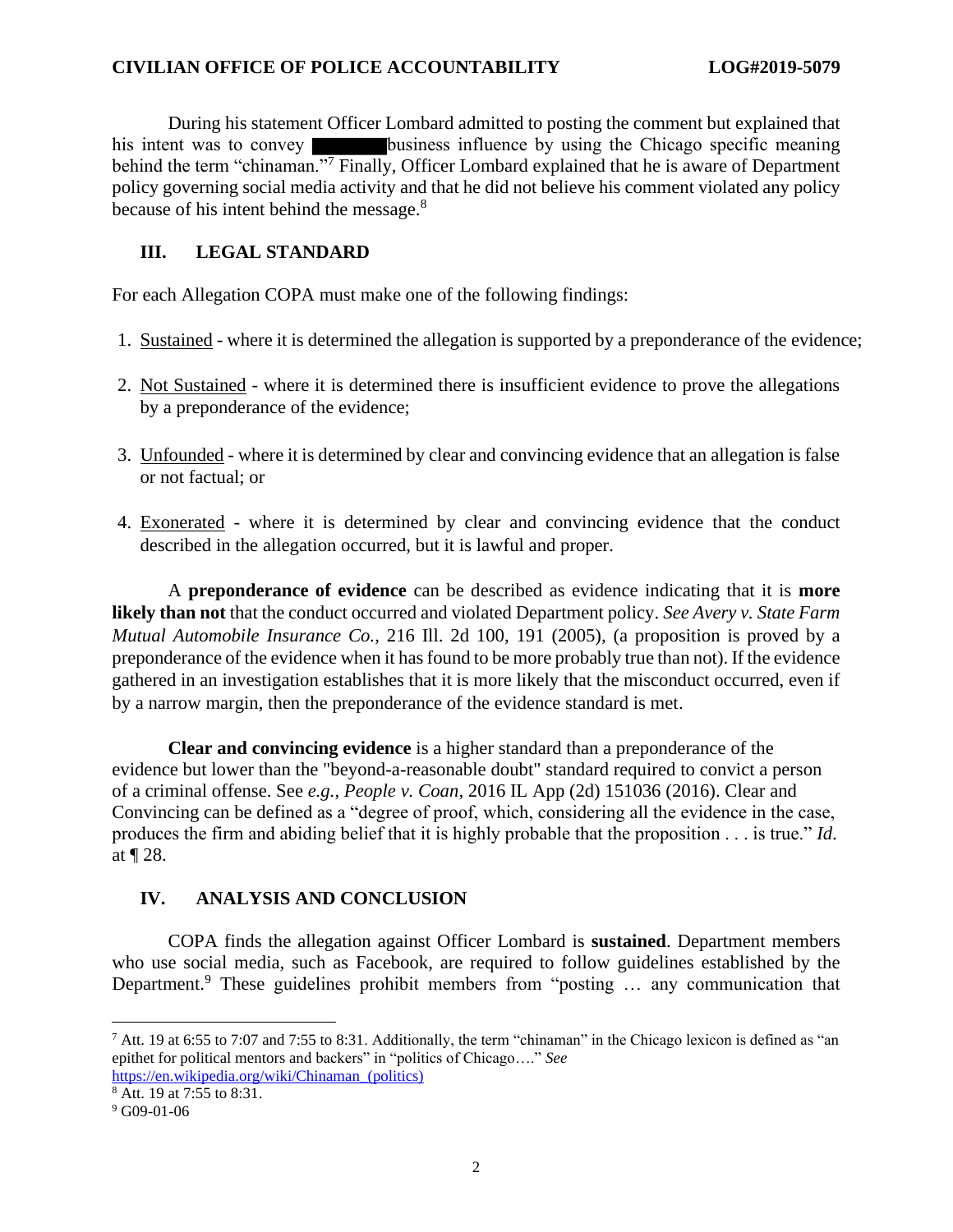During his statement Officer Lombard admitted to posting the comment but explained that his intent was to convey ██████ business influence by using the Chicago specific meaning behind the term "chinaman."[7] Finally, Officer Lombard explained that he is aware of Department policy governing social media activity and that he did not believe his comment violated any policy because of his intent behind the message.[8]

## III. LEGAL STANDARD

For each Allegation COPA must make one of the following findings:

1. Sustained - where it is determined the allegation is supported by a preponderance of the evidence;

2. Not Sustained - where it is determined there is insufficient evidence to prove the allegations by a preponderance of the evidence;

3. Unfounded - where it is determined by clear and convincing evidence that an allegation is false or not factual; or

4. Exonerated - where it is determined by clear and convincing evidence that the conduct described in the allegation occurred, but it is lawful and proper.

A **preponderance of evidence** can be described as evidence indicating that it is **more likely than not** that the conduct occurred and violated Department policy. *See Avery v. State Farm Mutual Automobile Insurance Co.*, 216 Ill. 2d 100, 191 (2005), (a proposition is proved by a preponderance of the evidence when it has found to be more probably true than not). If the evidence gathered in an investigation establishes that it is more likely that the misconduct occurred, even if by a narrow margin, then the preponderance of the evidence standard is met.

**Clear and convincing evidence** is a higher standard than a preponderance of the evidence but lower than the "beyond-a-reasonable doubt" standard required to convict a person of a criminal offense. See *e.g.*, *People v. Coan*, 2016 IL App (2d) 151036 (2016). Clear and Convincing can be defined as a "degree of proof, which, considering all the evidence in the case, produces the firm and abiding belief that it is highly probable that the proposition . . . is true." *Id*. at ¶ 28.

## IV. ANALYSIS AND CONCLUSION

COPA finds the allegation against Officer Lombard is **sustained**. Department members who use social media, such as Facebook, are required to follow guidelines established by the Department.[9] These guidelines prohibit members from "posting … any communication that

---

[7] Att. 19 at 6:55 to 7:07 and 7:55 to 8:31. Additionally, the term "chinaman" in the Chicago lexicon is defined as "an epithet for political mentors and backers" in "politics of Chicago…." *See* https://en.wikipedia.org/wiki/Chinaman_(politics)

[8] Att. 19 at 7:55 to 8:31.

[9] G09-01-06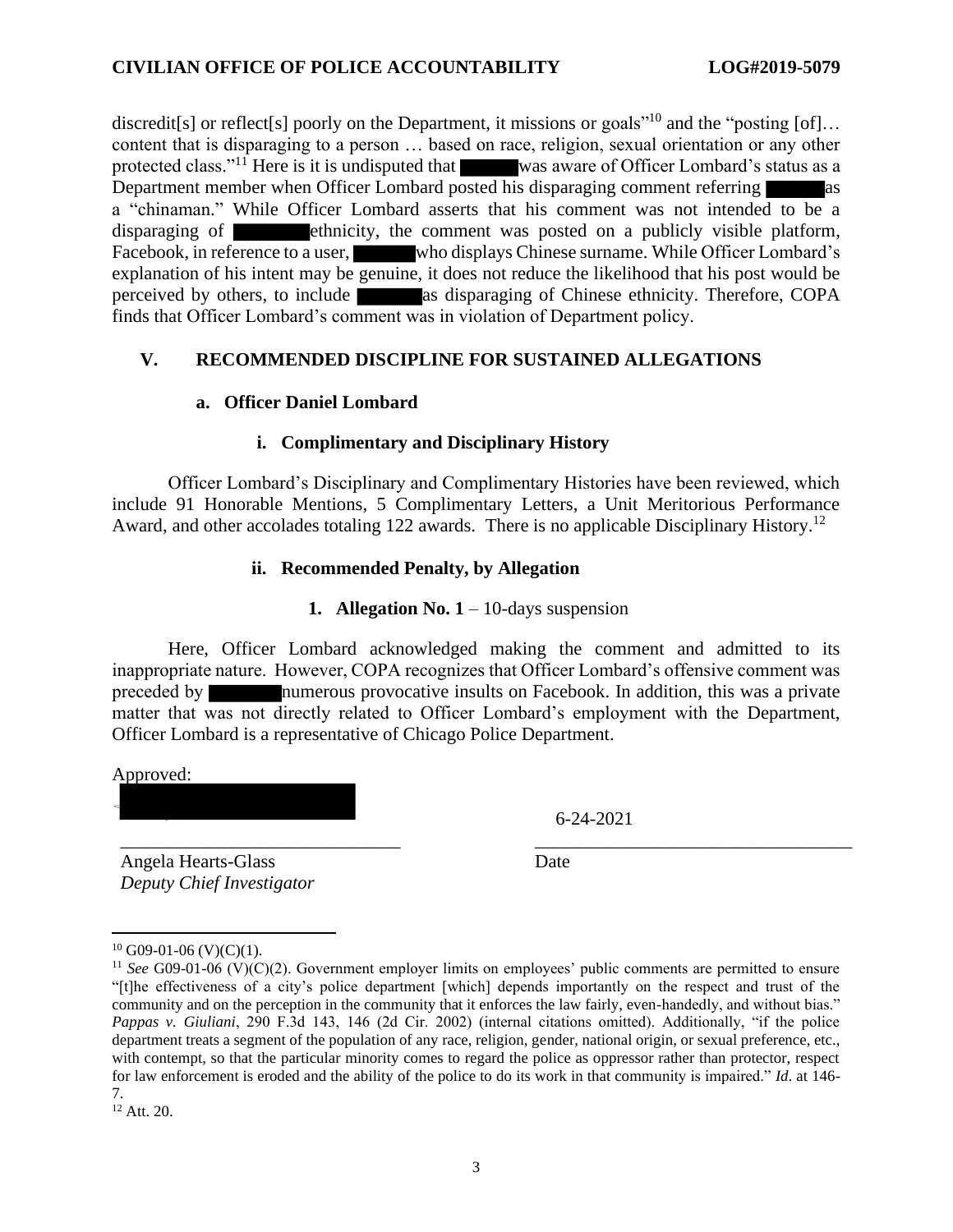discredit[s] or reflect[s] poorly on the Department, it missions or goals"[10] and the "posting [of]… content that is disparaging to a person … based on race, religion, sexual orientation or any other protected class."[11] Here is it is undisputed that ██████ was aware of Officer Lombard's status as a Department member when Officer Lombard posted his disparaging comment referring ██████ as a "chinaman." While Officer Lombard asserts that his comment was not intended to be a disparaging of ██████ ethnicity, the comment was posted on a publicly visible platform, Facebook, in reference to a user, ██████ who displays Chinese surname. While Officer Lombard's explanation of his intent may be genuine, it does not reduce the likelihood that his post would be perceived by others, to include ██████ as disparaging of Chinese ethnicity. Therefore, COPA finds that Officer Lombard's comment was in violation of Department policy.

## V. RECOMMENDED DISCIPLINE FOR SUSTAINED ALLEGATIONS

### a. Officer Daniel Lombard

#### i. Complimentary and Disciplinary History

Officer Lombard's Disciplinary and Complimentary Histories have been reviewed, which include 91 Honorable Mentions, 5 Complimentary Letters, a Unit Meritorious Performance Award, and other accolades totaling 122 awards. There is no applicable Disciplinary History.[12]

#### ii. Recommended Penalty, by Allegation

**1. Allegation No. 1** – 10-days suspension

Here, Officer Lombard acknowledged making the comment and admitted to its inappropriate nature. However, COPA recognizes that Officer Lombard's offensive comment was preceded by ██████ numerous provocative insults on Facebook. In addition, this was a private matter that was not directly related to Officer Lombard's employment with the Department, Officer Lombard is a representative of Chicago Police Department.

Approved:

██████████████

______________________________ 6-24-2021

Angela Hearts-Glass
*Deputy Chief Investigator*

Date

---

[10] G09-01-06 (V)(C)(1).

[11] *See* G09-01-06 (V)(C)(2). Government employer limits on employees' public comments are permitted to ensure "[t]he effectiveness of a city's police department [which] depends importantly on the respect and trust of the community and on the perception in the community that it enforces the law fairly, even-handedly, and without bias." *Pappas v. Giuliani*, 290 F.3d 143, 146 (2d Cir. 2002) (internal citations omitted). Additionally, "if the police department treats a segment of the population of any race, religion, gender, national origin, or sexual preference, etc., with contempt, so that the particular minority comes to regard the police as oppressor rather than protector, respect for law enforcement is eroded and the ability of the police to do its work in that community is impaired." *Id*. at 146-7.

[12] Att. 20.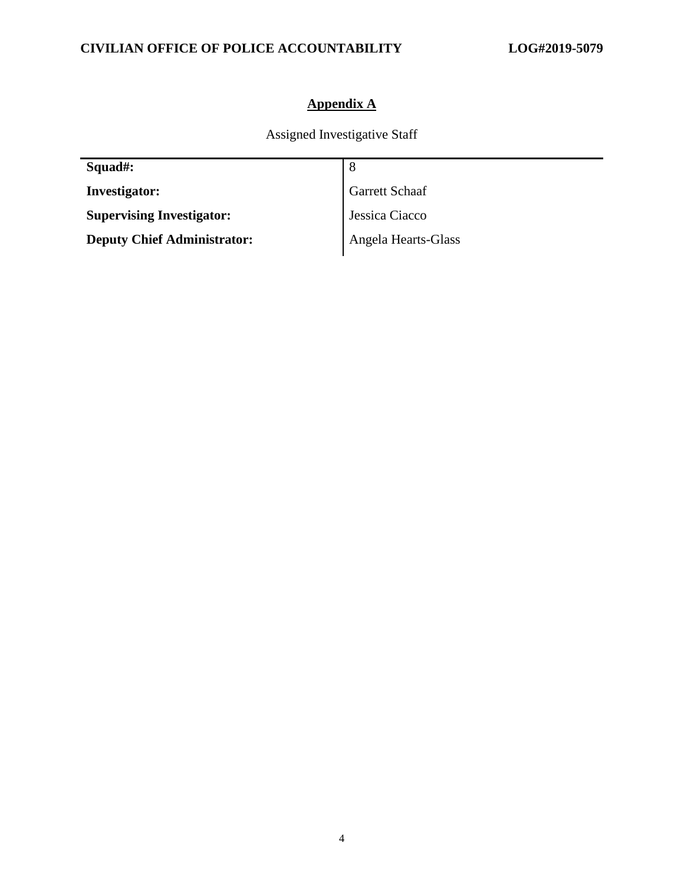## Appendix A

Assigned Investigative Staff

| | |
|---|---|
| **Squad#:** | 8 |
| **Investigator:** | Garrett Schaaf |
| **Supervising Investigator:** | Jessica Ciacco |
| **Deputy Chief Administrator:** | Angela Hearts-Glass |